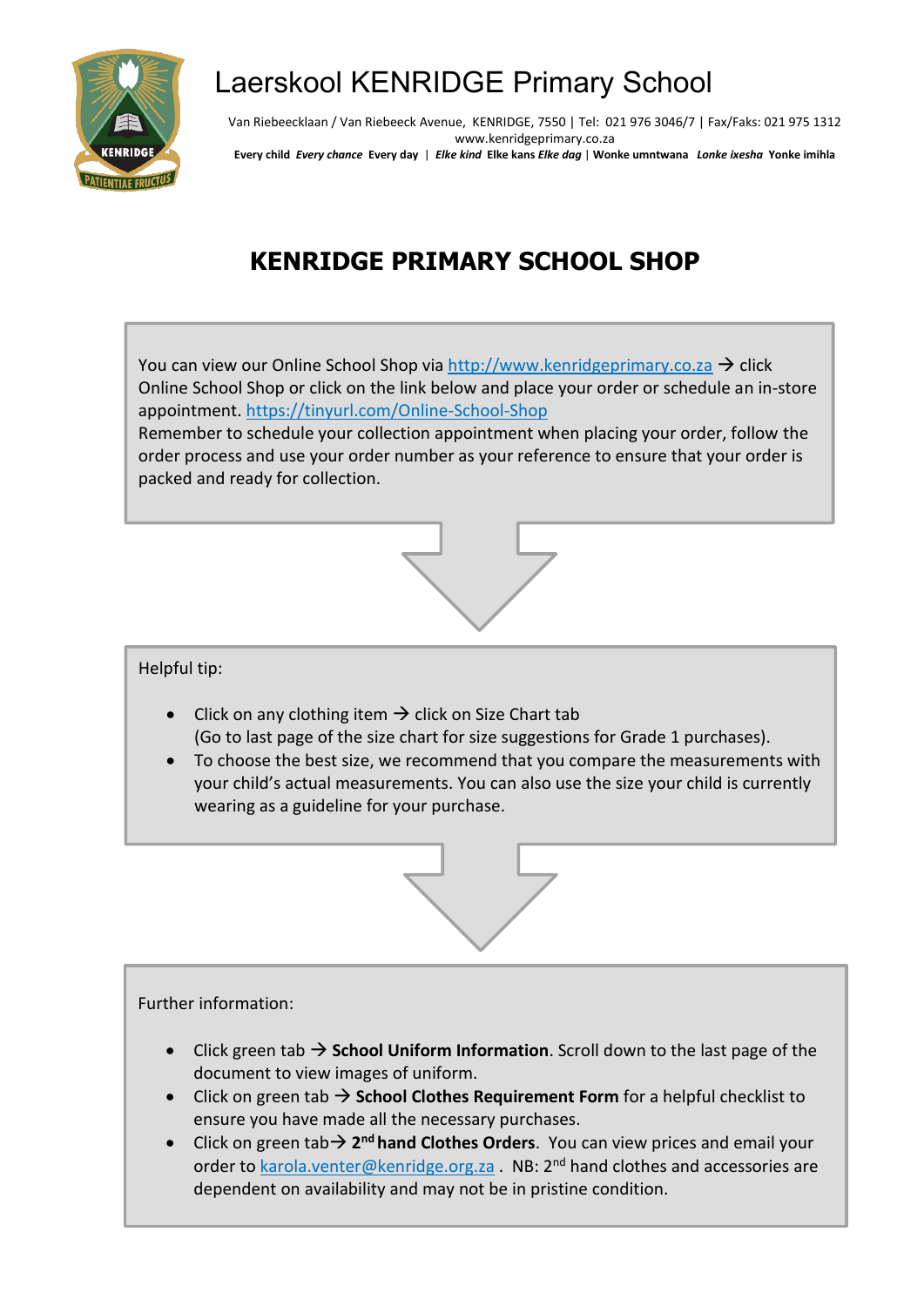# Laerskool KENRIDGE Primary School

Van Riebeecklaan / Van Riebeeck Avenue, KENRIDGE, 7550 | Tel: 021 976 3046/7 | Fax/Faks: 021 975 1312
www.kenridgeprimary.co.za

**Every child** ***Every chance*** **Every day** | ***Elke kind*** **Elke kans** ***Elke dag*** | **Wonke umntwana** ***Lonke ixesha*** **Yonke imihla**

## KENRIDGE PRIMARY SCHOOL SHOP

You can view our Online School Shop via http://www.kenridgeprimary.co.za → click Online School Shop or click on the link below and place your order or schedule an in-store appointment. https://tinyurl.com/Online-School-Shop
Remember to schedule your collection appointment when placing your order, follow the order process and use your order number as your reference to ensure that your order is packed and ready for collection.

Helpful tip:

- Click on any clothing item → click on Size Chart tab
  (Go to last page of the size chart for size suggestions for Grade 1 purchases).
- To choose the best size, we recommend that you compare the measurements with your child's actual measurements. You can also use the size your child is currently wearing as a guideline for your purchase.

Further information:

- Click green tab → **School Uniform Information**. Scroll down to the last page of the document to view images of uniform.
- Click on green tab → **School Clothes Requirement Form** for a helpful checklist to ensure you have made all the necessary purchases.
- Click on green tab→ **2nd hand Clothes Orders**. You can view prices and email your order to karola.venter@kenridge.org.za . NB: 2nd hand clothes and accessories are dependent on availability and may not be in pristine condition.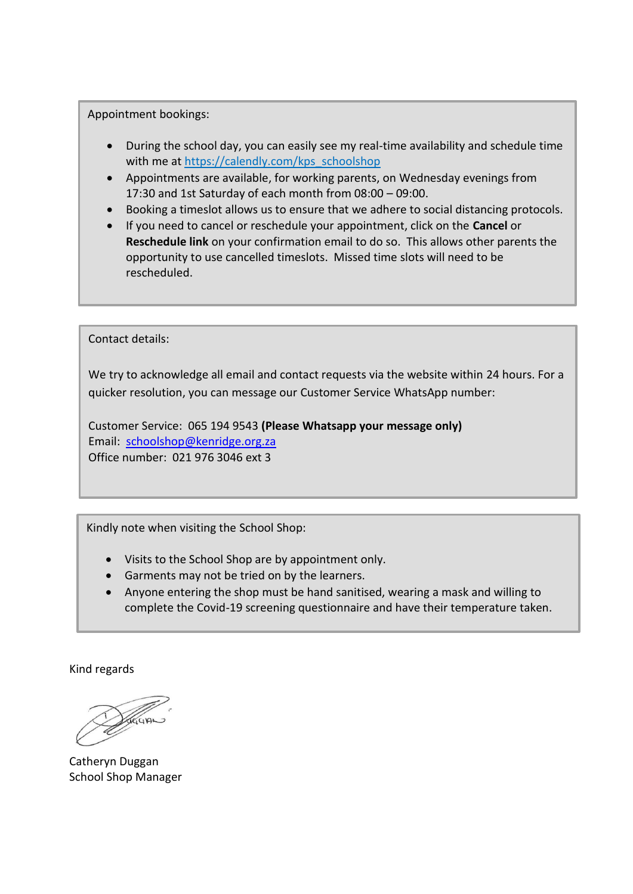Appointment bookings:

- During the school day, you can easily see my real-time availability and schedule time with me at https://calendly.com/kps_schoolshop
- Appointments are available, for working parents, on Wednesday evenings from 17:30 and 1st Saturday of each month from 08:00 – 09:00.
- Booking a timeslot allows us to ensure that we adhere to social distancing protocols.
- If you need to cancel or reschedule your appointment, click on the **Cancel** or **Reschedule link** on your confirmation email to do so. This allows other parents the opportunity to use cancelled timeslots. Missed time slots will need to be rescheduled.

Contact details:

We try to acknowledge all email and contact requests via the website within 24 hours. For a quicker resolution, you can message our Customer Service WhatsApp number:

Customer Service: 065 194 9543 **(Please Whatsapp your message only)**
Email: schoolshop@kenridge.org.za
Office number: 021 976 3046 ext 3

Kindly note when visiting the School Shop:

- Visits to the School Shop are by appointment only.
- Garments may not be tried on by the learners.
- Anyone entering the shop must be hand sanitised, wearing a mask and willing to complete the Covid-19 screening questionnaire and have their temperature taken.

Kind regards

Catheryn Duggan
School Shop Manager